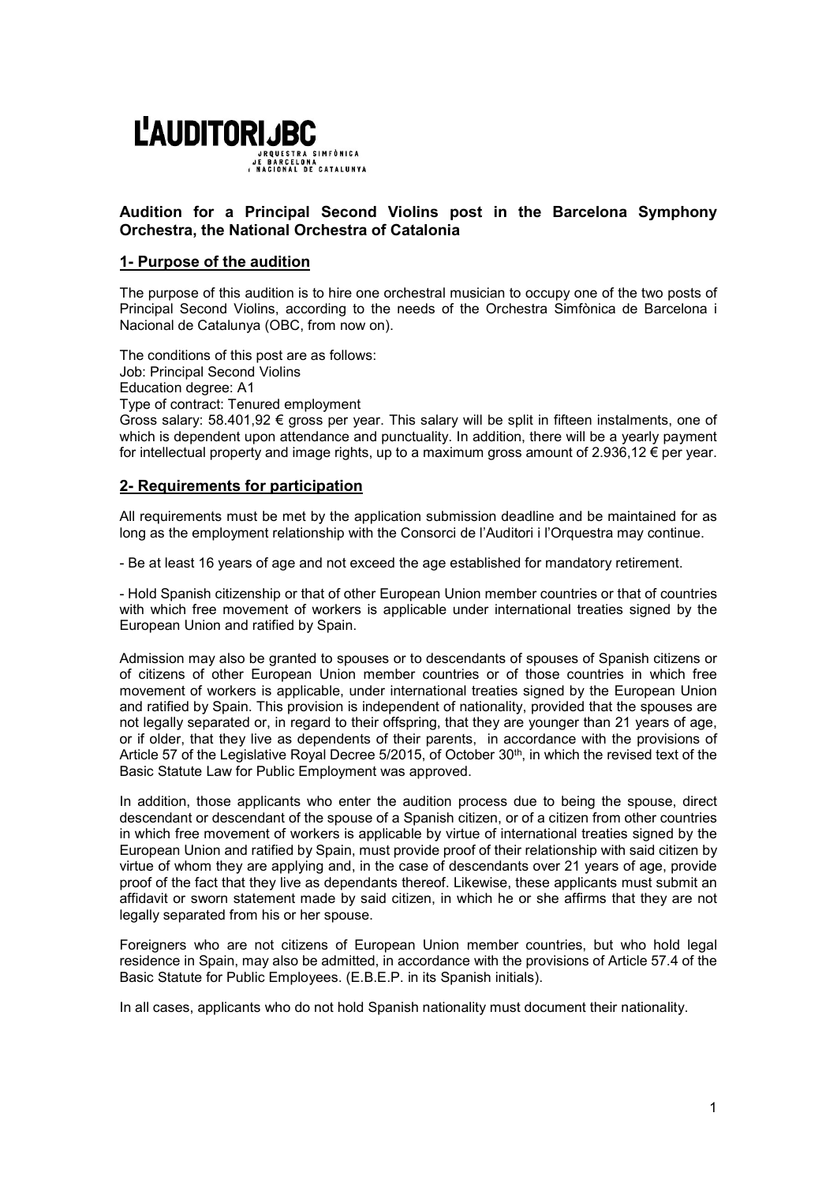# L'AUDITORI OBC

ORQUESTRA SIMFÒNICA DE BARCELONA I NACIONAL DE CATALUNYA

## Audition for a Principal Second Violins post in the Barcelona Symphony Orchestra, the National Orchestra of Catalonia

### 1- Purpose of the audition

The purpose of this audition is to hire one orchestral musician to occupy one of the two posts of Principal Second Violins, according to the needs of the Orchestra Simfònica de Barcelona i Nacional de Catalunya (OBC, from now on).

The conditions of this post are as follows:
Job: Principal Second Violins
Education degree: A1
Type of contract: Tenured employment
Gross salary: 58.401,92 € gross per year. This salary will be split in fifteen instalments, one of which is dependent upon attendance and punctuality. In addition, there will be a yearly payment for intellectual property and image rights, up to a maximum gross amount of 2.936,12 € per year.

### 2- Requirements for participation

All requirements must be met by the application submission deadline and be maintained for as long as the employment relationship with the Consorci de l'Auditori i l'Orquestra may continue.

- Be at least 16 years of age and not exceed the age established for mandatory retirement.

- Hold Spanish citizenship or that of other European Union member countries or that of countries with which free movement of workers is applicable under international treaties signed by the European Union and ratified by Spain.

Admission may also be granted to spouses or to descendants of spouses of Spanish citizens or of citizens of other European Union member countries or of those countries in which free movement of workers is applicable, under international treaties signed by the European Union and ratified by Spain. This provision is independent of nationality, provided that the spouses are not legally separated or, in regard to their offspring, that they are younger than 21 years of age, or if older, that they live as dependents of their parents, in accordance with the provisions of Article 57 of the Legislative Royal Decree 5/2015, of October 30th, in which the revised text of the Basic Statute Law for Public Employment was approved.

In addition, those applicants who enter the audition process due to being the spouse, direct descendant or descendant of the spouse of a Spanish citizen, or of a citizen from other countries in which free movement of workers is applicable by virtue of international treaties signed by the European Union and ratified by Spain, must provide proof of their relationship with said citizen by virtue of whom they are applying and, in the case of descendants over 21 years of age, provide proof of the fact that they live as dependants thereof. Likewise, these applicants must submit an affidavit or sworn statement made by said citizen, in which he or she affirms that they are not legally separated from his or her spouse.

Foreigners who are not citizens of European Union member countries, but who hold legal residence in Spain, may also be admitted, in accordance with the provisions of Article 57.4 of the Basic Statute for Public Employees. (E.B.E.P. in its Spanish initials).

In all cases, applicants who do not hold Spanish nationality must document their nationality.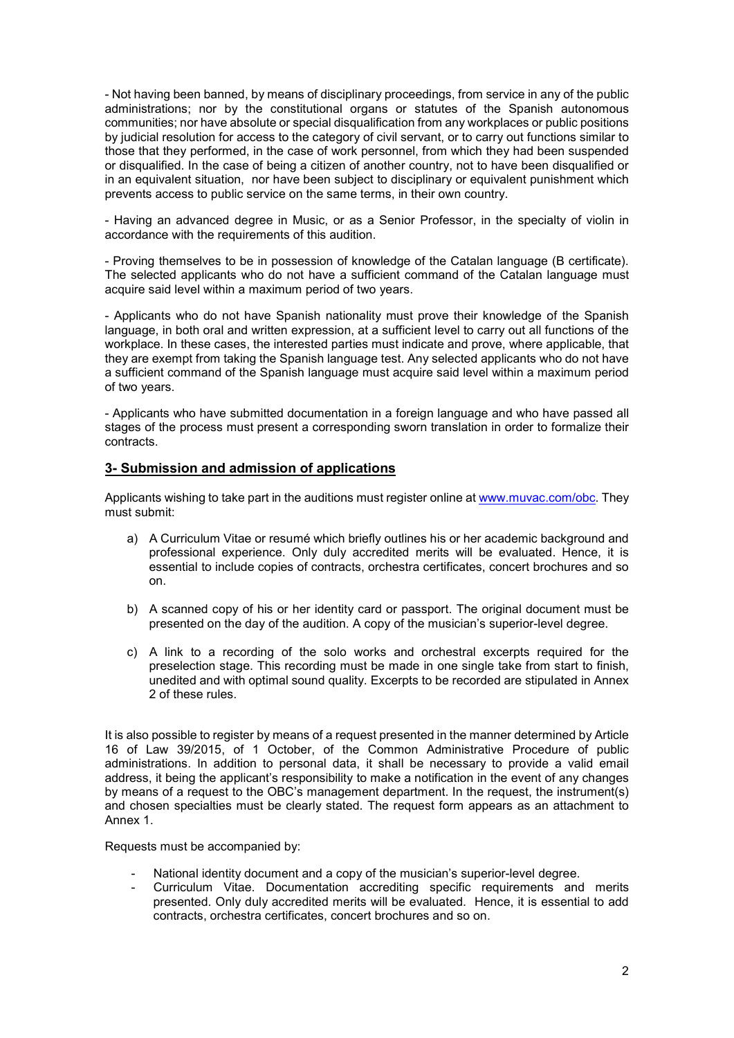- Not having been banned, by means of disciplinary proceedings, from service in any of the public administrations; nor by the constitutional organs or statutes of the Spanish autonomous communities; nor have absolute or special disqualification from any workplaces or public positions by judicial resolution for access to the category of civil servant, or to carry out functions similar to those that they performed, in the case of work personnel, from which they had been suspended or disqualified. In the case of being a citizen of another country, not to have been disqualified or in an equivalent situation, nor have been subject to disciplinary or equivalent punishment which prevents access to public service on the same terms, in their own country.

- Having an advanced degree in Music, or as a Senior Professor, in the specialty of violin in accordance with the requirements of this audition.

- Proving themselves to be in possession of knowledge of the Catalan language (B certificate). The selected applicants who do not have a sufficient command of the Catalan language must acquire said level within a maximum period of two years.

- Applicants who do not have Spanish nationality must prove their knowledge of the Spanish language, in both oral and written expression, at a sufficient level to carry out all functions of the workplace. In these cases, the interested parties must indicate and prove, where applicable, that they are exempt from taking the Spanish language test. Any selected applicants who do not have a sufficient command of the Spanish language must acquire said level within a maximum period of two years.

- Applicants who have submitted documentation in a foreign language and who have passed all stages of the process must present a corresponding sworn translation in order to formalize their contracts.

## 3- Submission and admission of applications

Applicants wishing to take part in the auditions must register online at www.muvac.com/obc. They must submit:

a) A Curriculum Vitae or resumé which briefly outlines his or her academic background and professional experience. Only duly accredited merits will be evaluated. Hence, it is essential to include copies of contracts, orchestra certificates, concert brochures and so on.

b) A scanned copy of his or her identity card or passport. The original document must be presented on the day of the audition. A copy of the musician's superior-level degree.

c) A link to a recording of the solo works and orchestral excerpts required for the preselection stage. This recording must be made in one single take from start to finish, unedited and with optimal sound quality. Excerpts to be recorded are stipulated in Annex 2 of these rules.

It is also possible to register by means of a request presented in the manner determined by Article 16 of Law 39/2015, of 1 October, of the Common Administrative Procedure of public administrations. In addition to personal data, it shall be necessary to provide a valid email address, it being the applicant's responsibility to make a notification in the event of any changes by means of a request to the OBC's management department. In the request, the instrument(s) and chosen specialties must be clearly stated. The request form appears as an attachment to Annex 1.

Requests must be accompanied by:

- National identity document and a copy of the musician's superior-level degree.
- Curriculum Vitae. Documentation accrediting specific requirements and merits presented. Only duly accredited merits will be evaluated. Hence, it is essential to add contracts, orchestra certificates, concert brochures and so on.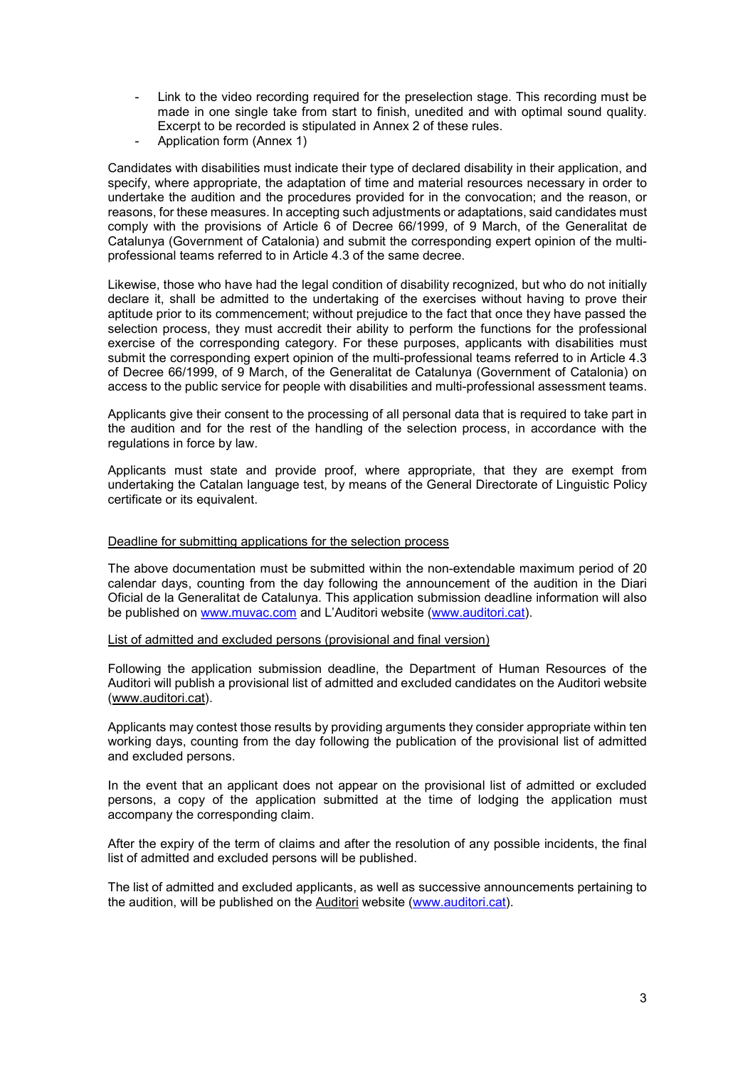- Link to the video recording required for the preselection stage. This recording must be made in one single take from start to finish, unedited and with optimal sound quality. Excerpt to be recorded is stipulated in Annex 2 of these rules.
- Application form (Annex 1)

Candidates with disabilities must indicate their type of declared disability in their application, and specify, where appropriate, the adaptation of time and material resources necessary in order to undertake the audition and the procedures provided for in the convocation; and the reason, or reasons, for these measures. In accepting such adjustments or adaptations, said candidates must comply with the provisions of Article 6 of Decree 66/1999, of 9 March, of the Generalitat de Catalunya (Government of Catalonia) and submit the corresponding expert opinion of the multi-professional teams referred to in Article 4.3 of the same decree.

Likewise, those who have had the legal condition of disability recognized, but who do not initially declare it, shall be admitted to the undertaking of the exercises without having to prove their aptitude prior to its commencement; without prejudice to the fact that once they have passed the selection process, they must accredit their ability to perform the functions for the professional exercise of the corresponding category. For these purposes, applicants with disabilities must submit the corresponding expert opinion of the multi-professional teams referred to in Article 4.3 of Decree 66/1999, of 9 March, of the Generalitat de Catalunya (Government of Catalonia) on access to the public service for people with disabilities and multi-professional assessment teams.

Applicants give their consent to the processing of all personal data that is required to take part in the audition and for the rest of the handling of the selection process, in accordance with the regulations in force by law.

Applicants must state and provide proof, where appropriate, that they are exempt from undertaking the Catalan language test, by means of the General Directorate of Linguistic Policy certificate or its equivalent.

Deadline for submitting applications for the selection process

The above documentation must be submitted within the non-extendable maximum period of 20 calendar days, counting from the day following the announcement of the audition in the Diari Oficial de la Generalitat de Catalunya. This application submission deadline information will also be published on www.muvac.com and L'Auditori website (www.auditori.cat).

List of admitted and excluded persons (provisional and final version)

Following the application submission deadline, the Department of Human Resources of the Auditori will publish a provisional list of admitted and excluded candidates on the Auditori website (www.auditori.cat).

Applicants may contest those results by providing arguments they consider appropriate within ten working days, counting from the day following the publication of the provisional list of admitted and excluded persons.

In the event that an applicant does not appear on the provisional list of admitted or excluded persons, a copy of the application submitted at the time of lodging the application must accompany the corresponding claim.

After the expiry of the term of claims and after the resolution of any possible incidents, the final list of admitted and excluded persons will be published.

The list of admitted and excluded applicants, as well as successive announcements pertaining to the audition, will be published on the Auditori website (www.auditori.cat).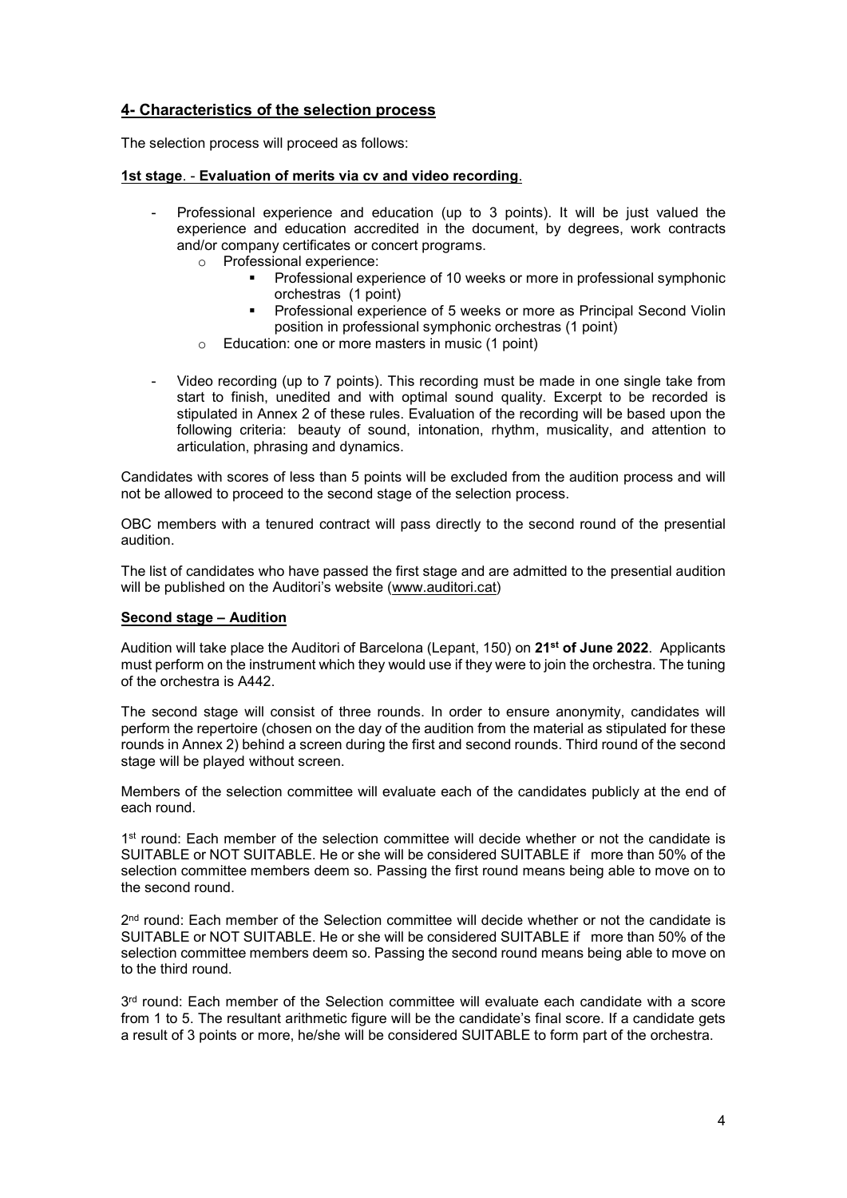## 4- Characteristics of the selection process

The selection process will proceed as follows:

**1st stage**. - **Evaluation of merits via cv and video recording**.

- Professional experience and education (up to 3 points). It will be just valued the experience and education accredited in the document, by degrees, work contracts and/or company certificates or concert programs.
  - Professional experience:
    - Professional experience of 10 weeks or more in professional symphonic orchestras (1 point)
    - Professional experience of 5 weeks or more as Principal Second Violin position in professional symphonic orchestras (1 point)
  - Education: one or more masters in music (1 point)
- Video recording (up to 7 points). This recording must be made in one single take from start to finish, unedited and with optimal sound quality. Excerpt to be recorded is stipulated in Annex 2 of these rules. Evaluation of the recording will be based upon the following criteria: beauty of sound, intonation, rhythm, musicality, and attention to articulation, phrasing and dynamics.

Candidates with scores of less than 5 points will be excluded from the audition process and will not be allowed to proceed to the second stage of the selection process.

OBC members with a tenured contract will pass directly to the second round of the presential audition.

The list of candidates who have passed the first stage and are admitted to the presential audition will be published on the Auditori's website (www.auditori.cat)

**Second stage – Audition**

Audition will take place the Auditori of Barcelona (Lepant, 150) on **21st of June 2022**. Applicants must perform on the instrument which they would use if they were to join the orchestra. The tuning of the orchestra is A442.

The second stage will consist of three rounds. In order to ensure anonymity, candidates will perform the repertoire (chosen on the day of the audition from the material as stipulated for these rounds in Annex 2) behind a screen during the first and second rounds. Third round of the second stage will be played without screen.

Members of the selection committee will evaluate each of the candidates publicly at the end of each round.

1st round: Each member of the selection committee will decide whether or not the candidate is SUITABLE or NOT SUITABLE. He or she will be considered SUITABLE if more than 50% of the selection committee members deem so. Passing the first round means being able to move on to the second round.

2nd round: Each member of the Selection committee will decide whether or not the candidate is SUITABLE or NOT SUITABLE. He or she will be considered SUITABLE if more than 50% of the selection committee members deem so. Passing the second round means being able to move on to the third round.

3rd round: Each member of the Selection committee will evaluate each candidate with a score from 1 to 5. The resultant arithmetic figure will be the candidate's final score. If a candidate gets a result of 3 points or more, he/she will be considered SUITABLE to form part of the orchestra.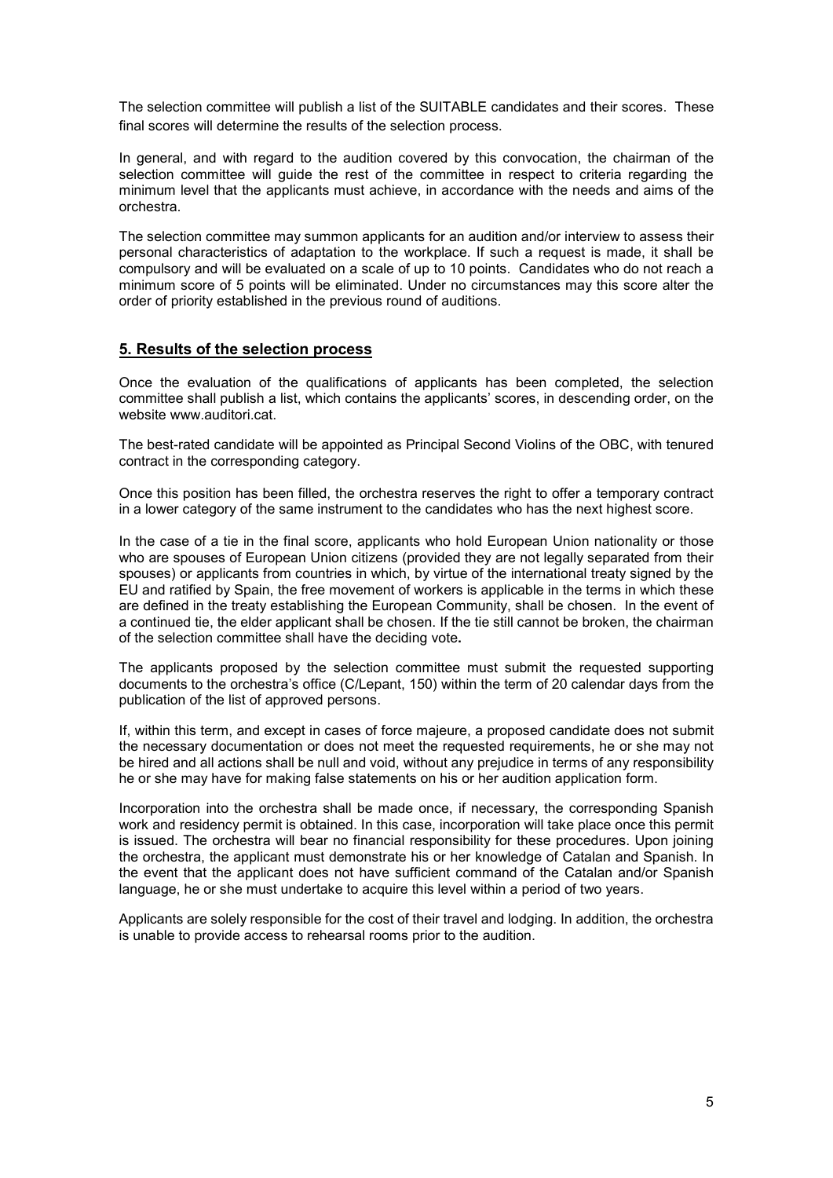The selection committee will publish a list of the SUITABLE candidates and their scores. These final scores will determine the results of the selection process.

In general, and with regard to the audition covered by this convocation, the chairman of the selection committee will guide the rest of the committee in respect to criteria regarding the minimum level that the applicants must achieve, in accordance with the needs and aims of the orchestra.

The selection committee may summon applicants for an audition and/or interview to assess their personal characteristics of adaptation to the workplace. If such a request is made, it shall be compulsory and will be evaluated on a scale of up to 10 points. Candidates who do not reach a minimum score of 5 points will be eliminated. Under no circumstances may this score alter the order of priority established in the previous round of auditions.

## 5. Results of the selection process

Once the evaluation of the qualifications of applicants has been completed, the selection committee shall publish a list, which contains the applicants' scores, in descending order, on the website www.auditori.cat.

The best-rated candidate will be appointed as Principal Second Violins of the OBC, with tenured contract in the corresponding category.

Once this position has been filled, the orchestra reserves the right to offer a temporary contract in a lower category of the same instrument to the candidates who has the next highest score.

In the case of a tie in the final score, applicants who hold European Union nationality or those who are spouses of European Union citizens (provided they are not legally separated from their spouses) or applicants from countries in which, by virtue of the international treaty signed by the EU and ratified by Spain, the free movement of workers is applicable in the terms in which these are defined in the treaty establishing the European Community, shall be chosen. In the event of a continued tie, the elder applicant shall be chosen. If the tie still cannot be broken, the chairman of the selection committee shall have the deciding vote**.**

The applicants proposed by the selection committee must submit the requested supporting documents to the orchestra's office (C/Lepant, 150) within the term of 20 calendar days from the publication of the list of approved persons.

If, within this term, and except in cases of force majeure, a proposed candidate does not submit the necessary documentation or does not meet the requested requirements, he or she may not be hired and all actions shall be null and void, without any prejudice in terms of any responsibility he or she may have for making false statements on his or her audition application form.

Incorporation into the orchestra shall be made once, if necessary, the corresponding Spanish work and residency permit is obtained. In this case, incorporation will take place once this permit is issued. The orchestra will bear no financial responsibility for these procedures. Upon joining the orchestra, the applicant must demonstrate his or her knowledge of Catalan and Spanish. In the event that the applicant does not have sufficient command of the Catalan and/or Spanish language, he or she must undertake to acquire this level within a period of two years.

Applicants are solely responsible for the cost of their travel and lodging. In addition, the orchestra is unable to provide access to rehearsal rooms prior to the audition.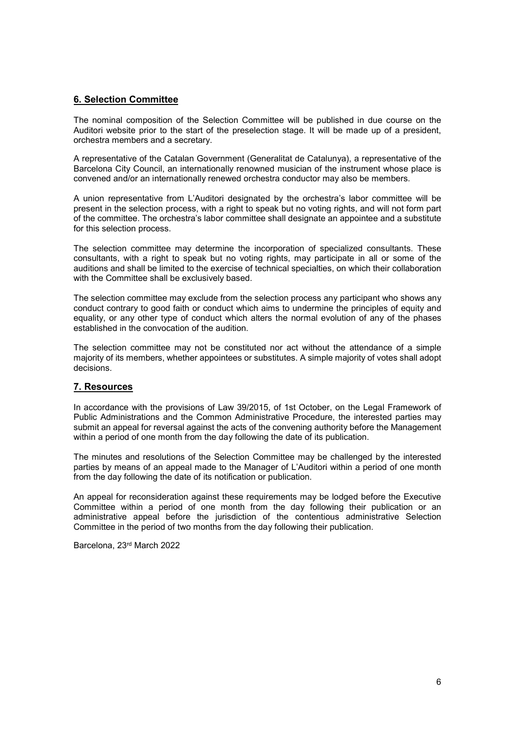## 6. Selection Committee

The nominal composition of the Selection Committee will be published in due course on the Auditori website prior to the start of the preselection stage. It will be made up of a president, orchestra members and a secretary.

A representative of the Catalan Government (Generalitat de Catalunya), a representative of the Barcelona City Council, an internationally renowned musician of the instrument whose place is convened and/or an internationally renewed orchestra conductor may also be members.

A union representative from L'Auditori designated by the orchestra's labor committee will be present in the selection process, with a right to speak but no voting rights, and will not form part of the committee. The orchestra's labor committee shall designate an appointee and a substitute for this selection process.

The selection committee may determine the incorporation of specialized consultants. These consultants, with a right to speak but no voting rights, may participate in all or some of the auditions and shall be limited to the exercise of technical specialties, on which their collaboration with the Committee shall be exclusively based.

The selection committee may exclude from the selection process any participant who shows any conduct contrary to good faith or conduct which aims to undermine the principles of equity and equality, or any other type of conduct which alters the normal evolution of any of the phases established in the convocation of the audition.

The selection committee may not be constituted nor act without the attendance of a simple majority of its members, whether appointees or substitutes. A simple majority of votes shall adopt decisions.

## 7. Resources

In accordance with the provisions of Law 39/2015, of 1st October, on the Legal Framework of Public Administrations and the Common Administrative Procedure, the interested parties may submit an appeal for reversal against the acts of the convening authority before the Management within a period of one month from the day following the date of its publication.

The minutes and resolutions of the Selection Committee may be challenged by the interested parties by means of an appeal made to the Manager of L'Auditori within a period of one month from the day following the date of its notification or publication.

An appeal for reconsideration against these requirements may be lodged before the Executive Committee within a period of one month from the day following their publication or an administrative appeal before the jurisdiction of the contentious administrative Selection Committee in the period of two months from the day following their publication.

Barcelona, 23rd March 2022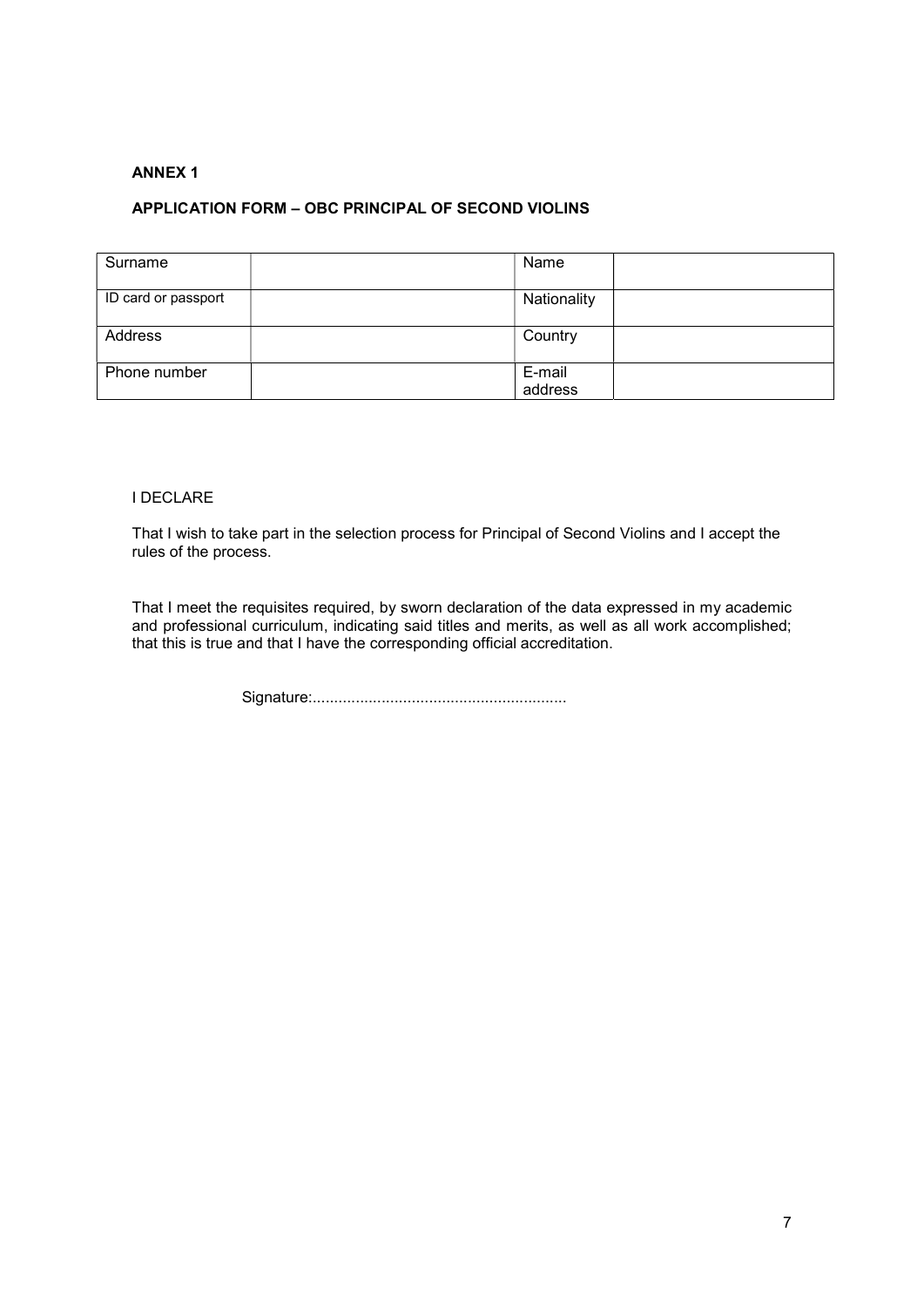**ANNEX 1**

**APPLICATION FORM – OBC PRINCIPAL OF SECOND VIOLINS**

| Surname | | Name | |
|---|---|---|---|
| ID card or passport | | Nationality | |
| Address | | Country | |
| Phone number | | E-mail address | |

I DECLARE

That I wish to take part in the selection process for Principal of Second Violins and I accept the rules of the process.

That I meet the requisites required, by sworn declaration of the data expressed in my academic and professional curriculum, indicating said titles and merits, as well as all work accomplished; that this is true and that I have the corresponding official accreditation.

Signature:..........................................................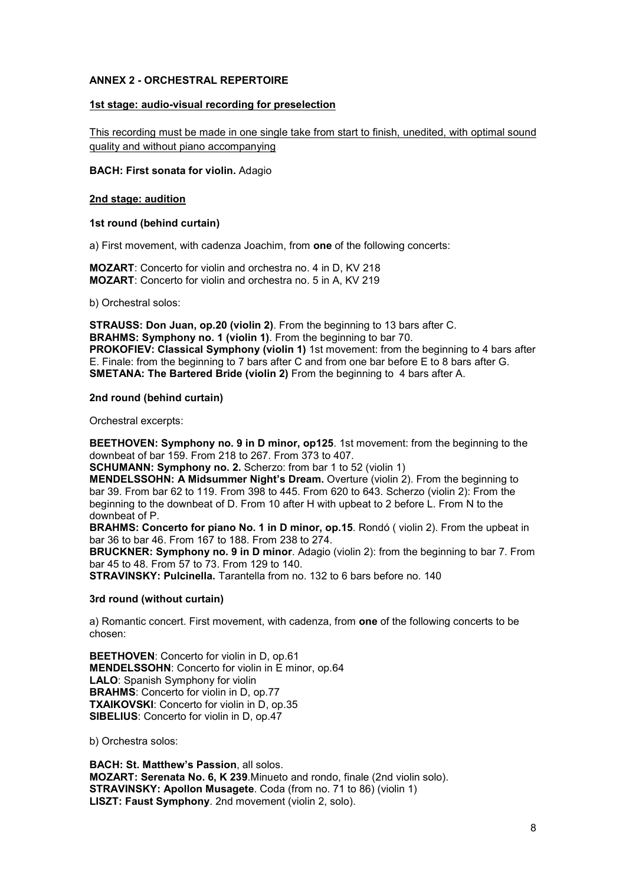## ANNEX 2 - ORCHESTRAL REPERTOIRE

### 1st stage: audio-visual recording for preselection

This recording must be made in one single take from start to finish, unedited, with optimal sound quality and without piano accompanying

**BACH: First sonata for violin.** Adagio

### 2nd stage: audition

#### 1st round (behind curtain)

a) First movement, with cadenza Joachim, from **one** of the following concerts:

**MOZART**: Concerto for violin and orchestra no. 4 in D, KV 218
**MOZART**: Concerto for violin and orchestra no. 5 in A, KV 219

b) Orchestral solos:

**STRAUSS: Don Juan, op.20 (violin 2)**. From the beginning to 13 bars after C.
**BRAHMS: Symphony no. 1 (violin 1)**. From the beginning to bar 70.
**PROKOFIEV: Classical Symphony (violin 1)** 1st movement: from the beginning to 4 bars after E. Finale: from the beginning to 7 bars after C and from one bar before E to 8 bars after G.
**SMETANA: The Bartered Bride (violin 2)** From the beginning to 4 bars after A.

#### 2nd round (behind curtain)

Orchestral excerpts:

**BEETHOVEN: Symphony no. 9 in D minor, op125**. 1st movement: from the beginning to the downbeat of bar 159. From 218 to 267. From 373 to 407.
**SCHUMANN: Symphony no. 2.** Scherzo: from bar 1 to 52 (violin 1)
**MENDELSSOHN: A Midsummer Night's Dream.** Overture (violin 2). From the beginning to bar 39. From bar 62 to 119. From 398 to 445. From 620 to 643. Scherzo (violin 2): From the beginning to the downbeat of D. From 10 after H with upbeat to 2 before L. From N to the downbeat of P.
**BRAHMS: Concerto for piano No. 1 in D minor, op.15**. Rondó ( violin 2). From the upbeat in bar 36 to bar 46. From 167 to 188. From 238 to 274.
**BRUCKNER: Symphony no. 9 in D minor**. Adagio (violin 2): from the beginning to bar 7. From bar 45 to 48. From 57 to 73. From 129 to 140.
**STRAVINSKY: Pulcinella.** Tarantella from no. 132 to 6 bars before no. 140

#### 3rd round (without curtain)

a) Romantic concert. First movement, with cadenza, from **one** of the following concerts to be chosen:

**BEETHOVEN**: Concerto for violin in D, op.61
**MENDELSSOHN**: Concerto for violin in E minor, op.64
**LALO**: Spanish Symphony for violin
**BRAHMS**: Concerto for violin in D, op.77
**TXAIKOVSKI**: Concerto for violin in D, op.35
**SIBELIUS**: Concerto for violin in D, op.47

b) Orchestra solos:

**BACH: St. Matthew's Passion**, all solos.
**MOZART: Serenata No. 6, K 239**.Minueto and rondo, finale (2nd violin solo).
**STRAVINSKY: Apollon Musagete**. Coda (from no. 71 to 86) (violin 1)
**LISZT: Faust Symphony**. 2nd movement (violin 2, solo).